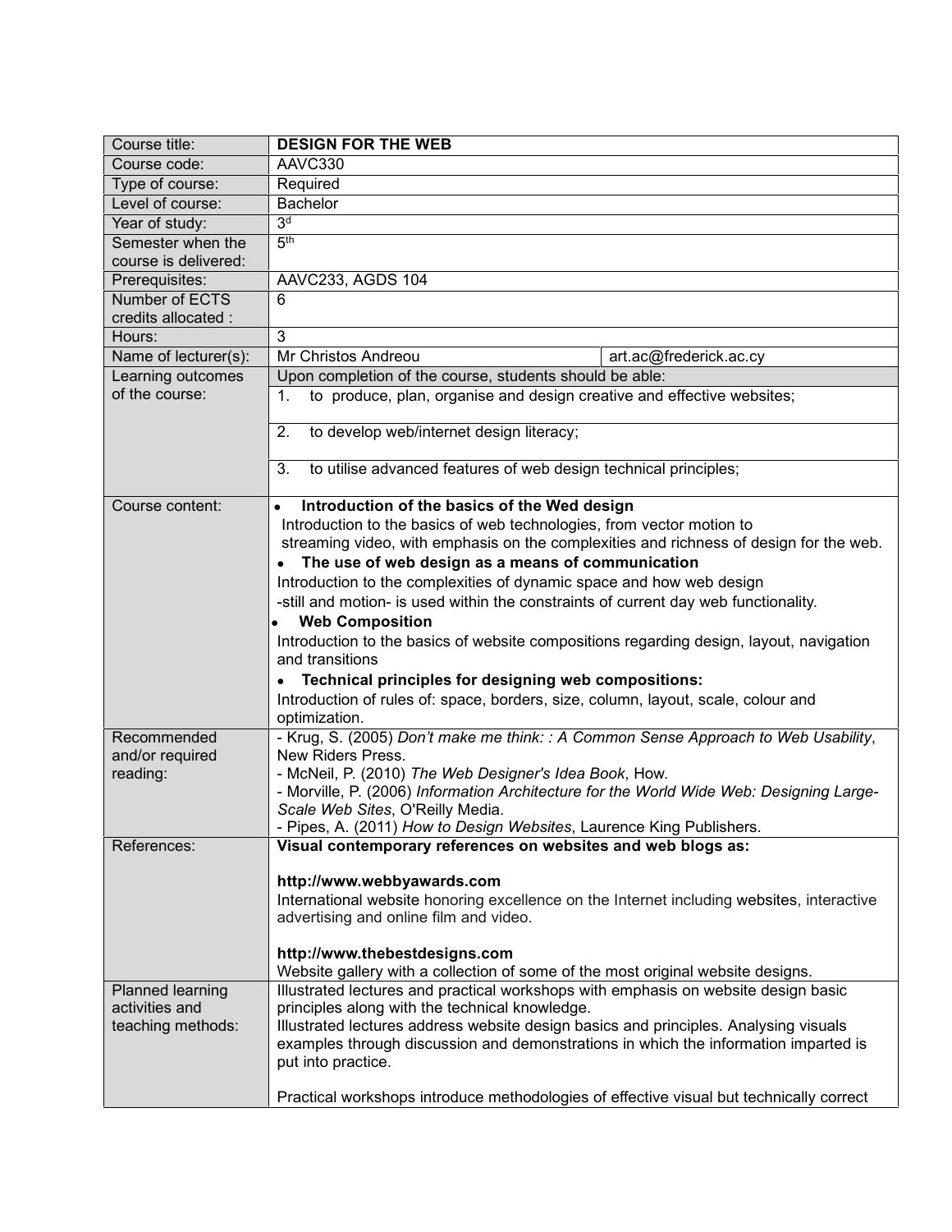| Course title: | **DESIGN FOR THE WEB** | |
|---|---|---|
| Course code: | AAVC330 | |
| Type of course: | Required | |
| Level of course: | Bachelor | |
| Year of study: | 3d | |
| Semester when the course is delivered: | 5th | |
| Prerequisites: | AAVC233, AGDS 104 | |
| Number of ECTS credits allocated : | 6 | |
| Hours: | 3 | |
| Name of lecturer(s): | Mr Christos Andreou | art.ac@frederick.ac.cy |
| Learning outcomes of the course: | Upon completion of the course, students should be able:<br>1. to produce, plan, organise and design creative and effective websites;<br>2. to develop web/internet design literacy;<br>3. to utilise advanced features of web design technical principles; | |
| Course content: | • **Introduction of the basics of the Wed design**<br>Introduction to the basics of web technologies, from vector motion to streaming video, with emphasis on the complexities and richness of design for the web.<br>• **The use of web design as a means of communication**<br>Introduction to the complexities of dynamic space and how web design -still and motion- is used within the constraints of current day web functionality.<br>• **Web Composition**<br>Introduction to the basics of website compositions regarding design, layout, navigation and transitions<br>• **Technical principles for designing web compositions:**<br>Introduction of rules of: space, borders, size, column, layout, scale, colour and optimization. | |
| Recommended and/or required reading: | - Krug, S. (2005) *Don't make me think: : A Common Sense Approach to Web Usability*, New Riders Press.<br>- McNeil, P. (2010) *The Web Designer's Idea Book*, How.<br>- Morville, P. (2006) *Information Architecture for the World Wide Web: Designing Large-Scale Web Sites*, O'Reilly Media.<br>- Pipes, A. (2011) *How to Design Websites*, Laurence King Publishers. | |
| References: | **Visual contemporary references on websites and web blogs as:**<br><br>**http://www.webbyawards.com**<br>International website honoring excellence on the Internet including websites, interactive advertising and online film and video.<br><br>**http://www.thebestdesigns.com**<br>Website gallery with a collection of some of the most original website designs. | |
| Planned learning activities and teaching methods: | Illustrated lectures and practical workshops with emphasis on website design basic principles along with the technical knowledge.<br>Illustrated lectures address website design basics and principles. Analysing visuals examples through discussion and demonstrations in which the information imparted is put into practice.<br><br>Practical workshops introduce methodologies of effective visual but technically correct | |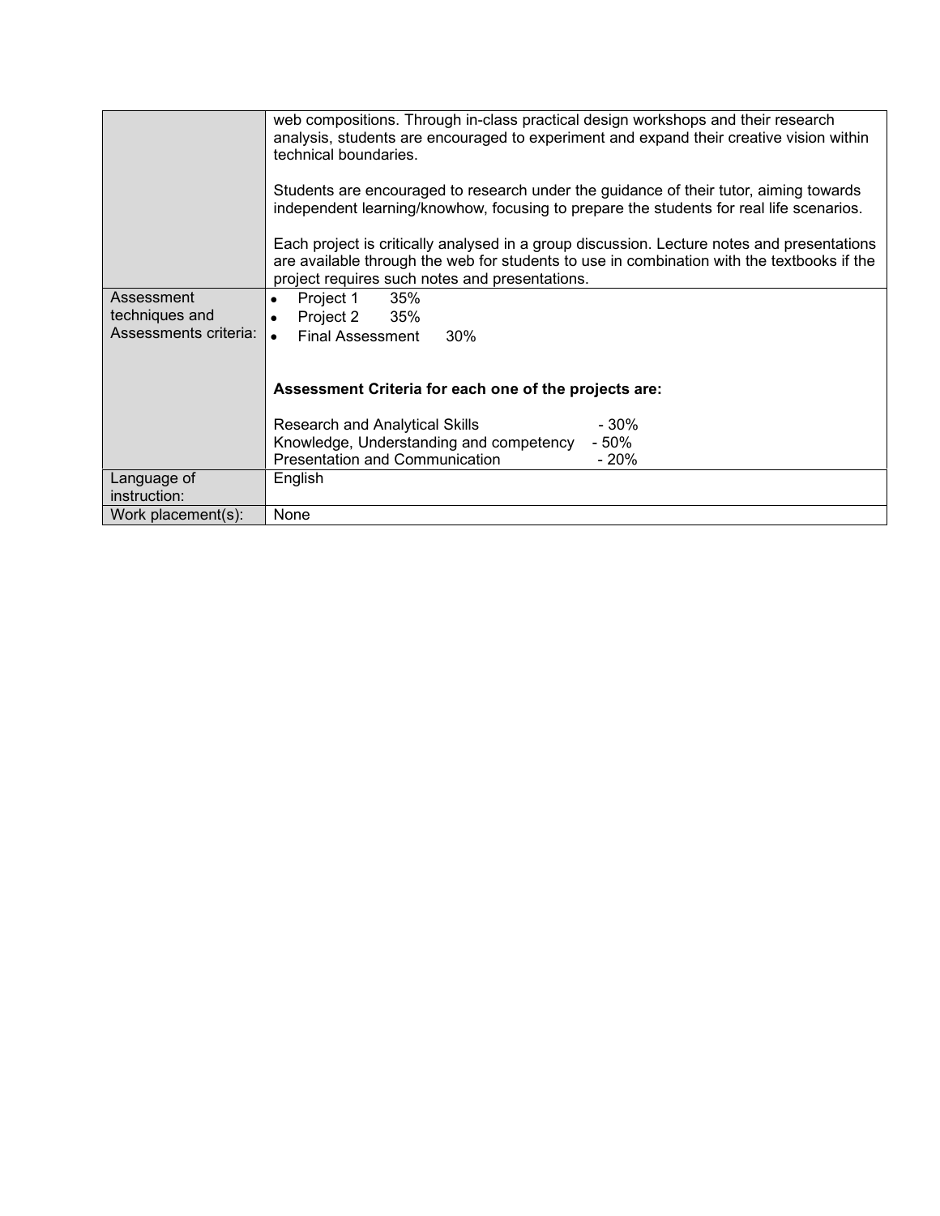| | |
|---|---|
| | web compositions. Through in-class practical design workshops and their research analysis, students are encouraged to experiment and expand their creative vision within technical boundaries.<br><br>Students are encouraged to research under the guidance of their tutor, aiming towards independent learning/knowhow, focusing to prepare the students for real life scenarios.<br><br>Each project is critically analysed in a group discussion. Lecture notes and presentations are available through the web for students to use in combination with the textbooks if the project requires such notes and presentations. |
| Assessment techniques and Assessments criteria: | • Project 1 35%<br>• Project 2 35%<br>• Final Assessment 30%<br><br>**Assessment Criteria for each one of the projects are:**<br><br>Research and Analytical Skills - 30%<br>Knowledge, Understanding and competency - 50%<br>Presentation and Communication - 20% |
| Language of instruction: | English |
| Work placement(s): | None |